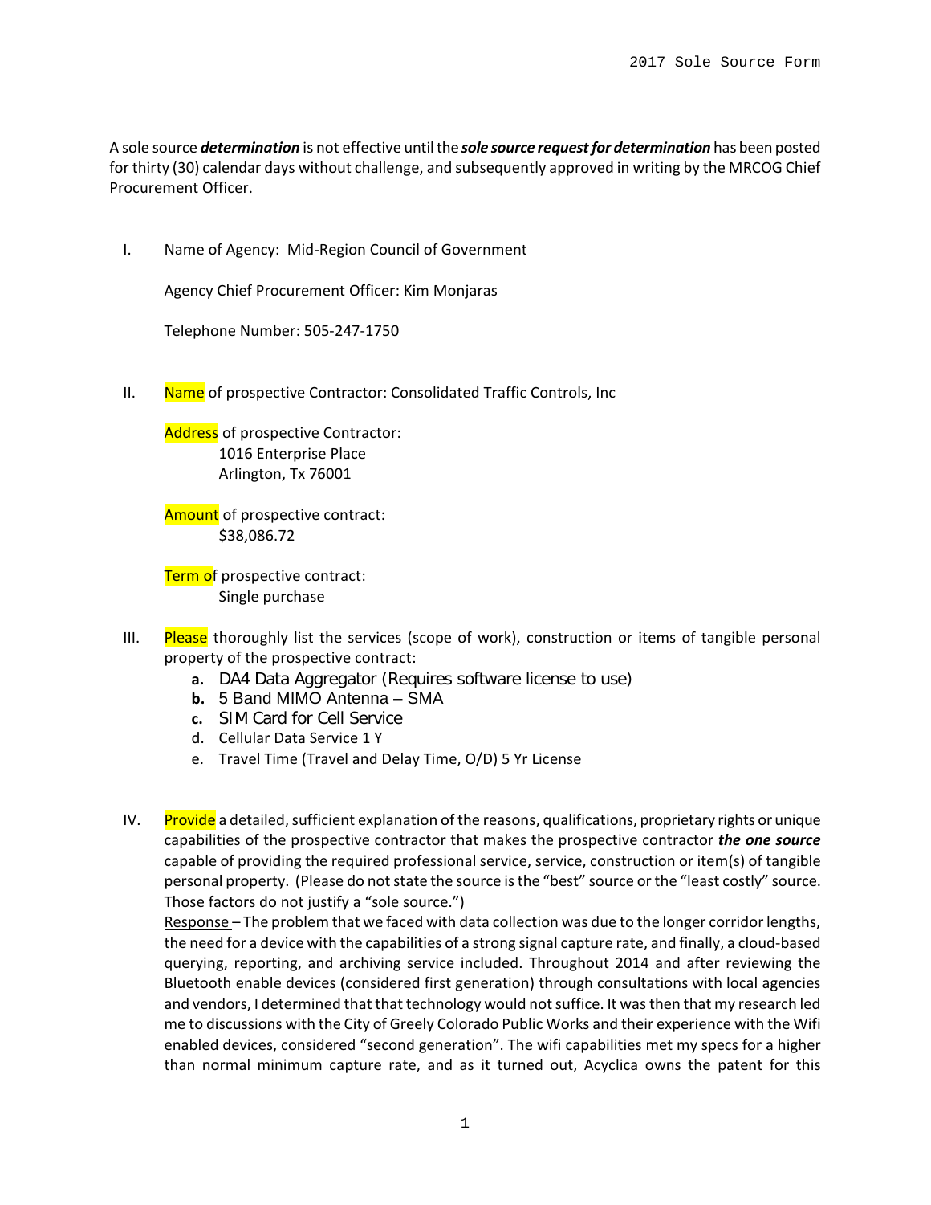A sole source ***determination*** is not effective until the ***sole source request for determination*** has been posted for thirty (30) calendar days without challenge, and subsequently approved in writing by the MRCOG Chief Procurement Officer.

I. Name of Agency: Mid-Region Council of Government

Agency Chief Procurement Officer: Kim Monjaras

Telephone Number: 505-247-1750

II. Name of prospective Contractor: Consolidated Traffic Controls, Inc

Address of prospective Contractor:
1016 Enterprise Place
Arlington, Tx 76001

Amount of prospective contract:
$38,086.72

Term of prospective contract:
Single purchase

III. Please thoroughly list the services (scope of work), construction or items of tangible personal property of the prospective contract:

a. DA4 Data Aggregator (Requires software license to use)
b. 5 Band MIMO Antenna – SMA
c. SIM Card for Cell Service
d. Cellular Data Service 1 Y
e. Travel Time (Travel and Delay Time, O/D) 5 Yr License

IV. Provide a detailed, sufficient explanation of the reasons, qualifications, proprietary rights or unique capabilities of the prospective contractor that makes the prospective contractor ***the one source*** capable of providing the required professional service, service, construction or item(s) of tangible personal property. (Please do not state the source is the "best" source or the "least costly" source. Those factors do not justify a "sole source.")

Response – The problem that we faced with data collection was due to the longer corridor lengths, the need for a device with the capabilities of a strong signal capture rate, and finally, a cloud-based querying, reporting, and archiving service included. Throughout 2014 and after reviewing the Bluetooth enable devices (considered first generation) through consultations with local agencies and vendors, I determined that that technology would not suffice. It was then that my research led me to discussions with the City of Greely Colorado Public Works and their experience with the Wifi enabled devices, considered "second generation". The wifi capabilities met my specs for a higher than normal minimum capture rate, and as it turned out, Acyclica owns the patent for this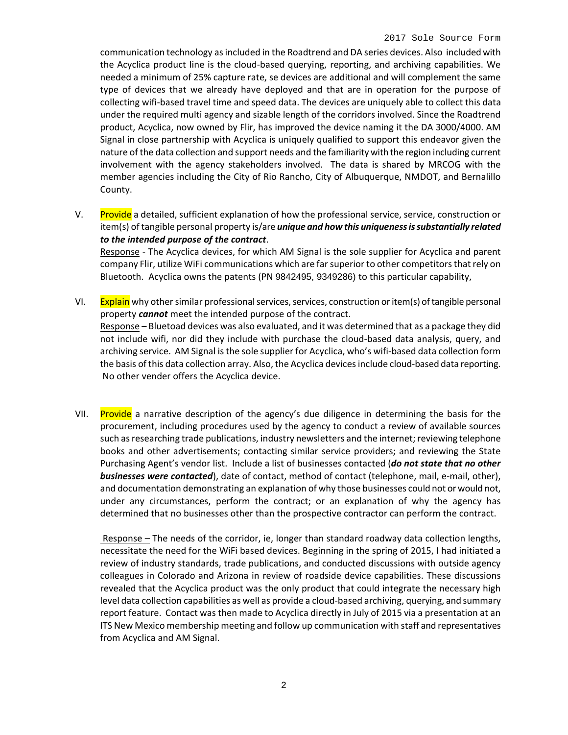communication technology as included in the Roadtrend and DA series devices. Also included with the Acyclica product line is the cloud-based querying, reporting, and archiving capabilities. We needed a minimum of 25% capture rate, se devices are additional and will complement the same type of devices that we already have deployed and that are in operation for the purpose of collecting wifi-based travel time and speed data. The devices are uniquely able to collect this data under the required multi agency and sizable length of the corridors involved. Since the Roadtrend product, Acyclica, now owned by Flir, has improved the device naming it the DA 3000/4000. AM Signal in close partnership with Acyclica is uniquely qualified to support this endeavor given the nature of the data collection and support needs and the familiarity with the region including current involvement with the agency stakeholders involved. The data is shared by MRCOG with the member agencies including the City of Rio Rancho, City of Albuquerque, NMDOT, and Bernalillo County.

V. Provide a detailed, sufficient explanation of how the professional service, service, construction or item(s) of tangible personal property is/are ***unique and how this uniqueness is substantially related to the intended purpose of the contract***.

Response - The Acyclica devices, for which AM Signal is the sole supplier for Acyclica and parent company Flir, utilize WiFi communications which are far superior to other competitors that rely on Bluetooth. Acyclica owns the patents (PN 9842495, 9349286) to this particular capability,

VI. Explain why other similar professional services, services, construction or item(s) of tangible personal property ***cannot*** meet the intended purpose of the contract.

Response – Bluetoad devices was also evaluated, and it was determined that as a package they did not include wifi, nor did they include with purchase the cloud-based data analysis, query, and archiving service. AM Signal is the sole supplier for Acyclica, who's wifi-based data collection form the basis of this data collection array. Also, the Acyclica devices include cloud-based data reporting. No other vender offers the Acyclica device.

VII. Provide a narrative description of the agency's due diligence in determining the basis for the procurement, including procedures used by the agency to conduct a review of available sources such as researching trade publications, industry newsletters and the internet; reviewing telephone books and other advertisements; contacting similar service providers; and reviewing the State Purchasing Agent's vendor list. Include a list of businesses contacted (***do not state that no other businesses were contacted***), date of contact, method of contact (telephone, mail, e-mail, other), and documentation demonstrating an explanation of why those businesses could not or would not, under any circumstances, perform the contract; or an explanation of why the agency has determined that no businesses other than the prospective contractor can perform the contract.

Response – The needs of the corridor, ie, longer than standard roadway data collection lengths, necessitate the need for the WiFi based devices. Beginning in the spring of 2015, I had initiated a review of industry standards, trade publications, and conducted discussions with outside agency colleagues in Colorado and Arizona in review of roadside device capabilities. These discussions revealed that the Acyclica product was the only product that could integrate the necessary high level data collection capabilities as well as provide a cloud-based archiving, querying, and summary report feature. Contact was then made to Acyclica directly in July of 2015 via a presentation at an ITS New Mexico membership meeting and follow up communication with staff and representatives from Acyclica and AM Signal.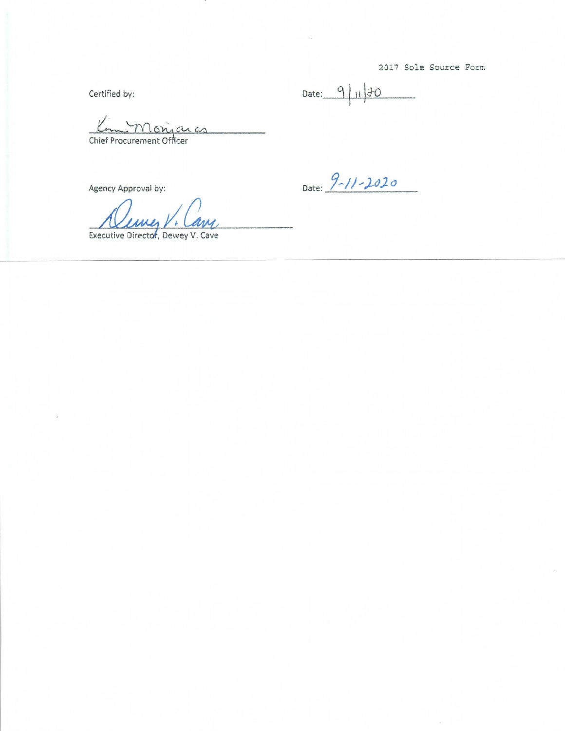2017 Sole Source Form

Certified by: Date: 9/11/20

Kim Morgan

Chief Procurement Officer

Agency Approval by: Date: 9-11-2020

Dewey V. Cave

Executive Director, Dewey V. Cave